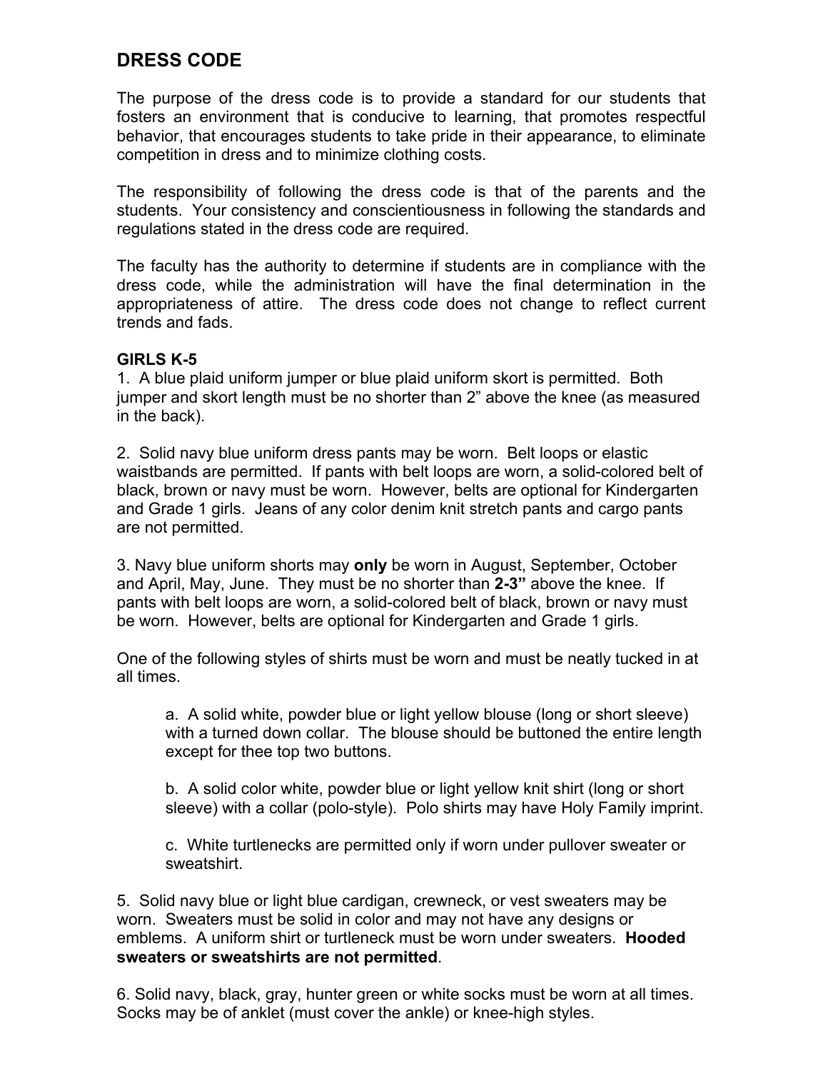## DRESS CODE

The purpose of the dress code is to provide a standard for our students that fosters an environment that is conducive to learning, that promotes respectful behavior, that encourages students to take pride in their appearance, to eliminate competition in dress and to minimize clothing costs.

The responsibility of following the dress code is that of the parents and the students. Your consistency and conscientiousness in following the standards and regulations stated in the dress code are required.

The faculty has the authority to determine if students are in compliance with the dress code, while the administration will have the final determination in the appropriateness of attire. The dress code does not change to reflect current trends and fads.

### GIRLS K-5

1. A blue plaid uniform jumper or blue plaid uniform skort is permitted. Both jumper and skort length must be no shorter than 2" above the knee (as measured in the back).

2. Solid navy blue uniform dress pants may be worn. Belt loops or elastic waistbands are permitted. If pants with belt loops are worn, a solid-colored belt of black, brown or navy must be worn. However, belts are optional for Kindergarten and Grade 1 girls. Jeans of any color denim knit stretch pants and cargo pants are not permitted.

3. Navy blue uniform shorts may **only** be worn in August, September, October and April, May, June. They must be no shorter than **2-3"** above the knee. If pants with belt loops are worn, a solid-colored belt of black, brown or navy must be worn. However, belts are optional for Kindergarten and Grade 1 girls.

One of the following styles of shirts must be worn and must be neatly tucked in at all times.

a. A solid white, powder blue or light yellow blouse (long or short sleeve) with a turned down collar. The blouse should be buttoned the entire length except for thee top two buttons.

b. A solid color white, powder blue or light yellow knit shirt (long or short sleeve) with a collar (polo-style). Polo shirts may have Holy Family imprint.

c. White turtlenecks are permitted only if worn under pullover sweater or sweatshirt.

5. Solid navy blue or light blue cardigan, crewneck, or vest sweaters may be worn. Sweaters must be solid in color and may not have any designs or emblems. A uniform shirt or turtleneck must be worn under sweaters. **Hooded sweaters or sweatshirts are not permitted**.

6. Solid navy, black, gray, hunter green or white socks must be worn at all times. Socks may be of anklet (must cover the ankle) or knee-high styles.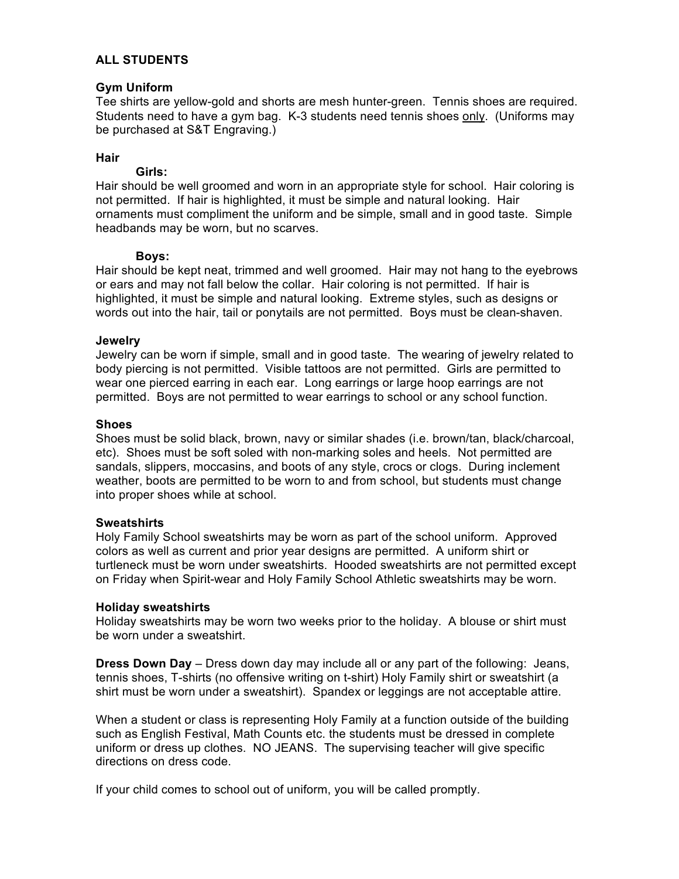## ALL STUDENTS

### Gym Uniform

Tee shirts are yellow-gold and shorts are mesh hunter-green. Tennis shoes are required. Students need to have a gym bag. K-3 students need tennis shoes only. (Uniforms may be purchased at S&T Engraving.)

### Hair

#### Girls:

Hair should be well groomed and worn in an appropriate style for school. Hair coloring is not permitted. If hair is highlighted, it must be simple and natural looking. Hair ornaments must compliment the uniform and be simple, small and in good taste. Simple headbands may be worn, but no scarves.

#### Boys:

Hair should be kept neat, trimmed and well groomed. Hair may not hang to the eyebrows or ears and may not fall below the collar. Hair coloring is not permitted. If hair is highlighted, it must be simple and natural looking. Extreme styles, such as designs or words out into the hair, tail or ponytails are not permitted. Boys must be clean-shaven.

### Jewelry

Jewelry can be worn if simple, small and in good taste. The wearing of jewelry related to body piercing is not permitted. Visible tattoos are not permitted. Girls are permitted to wear one pierced earring in each ear. Long earrings or large hoop earrings are not permitted. Boys are not permitted to wear earrings to school or any school function.

### Shoes

Shoes must be solid black, brown, navy or similar shades (i.e. brown/tan, black/charcoal, etc). Shoes must be soft soled with non-marking soles and heels. Not permitted are sandals, slippers, moccasins, and boots of any style, crocs or clogs. During inclement weather, boots are permitted to be worn to and from school, but students must change into proper shoes while at school.

### Sweatshirts

Holy Family School sweatshirts may be worn as part of the school uniform. Approved colors as well as current and prior year designs are permitted. A uniform shirt or turtleneck must be worn under sweatshirts. Hooded sweatshirts are not permitted except on Friday when Spirit-wear and Holy Family School Athletic sweatshirts may be worn.

### Holiday sweatshirts

Holiday sweatshirts may be worn two weeks prior to the holiday. A blouse or shirt must be worn under a sweatshirt.

**Dress Down Day** – Dress down day may include all or any part of the following: Jeans, tennis shoes, T-shirts (no offensive writing on t-shirt) Holy Family shirt or sweatshirt (a shirt must be worn under a sweatshirt). Spandex or leggings are not acceptable attire.

When a student or class is representing Holy Family at a function outside of the building such as English Festival, Math Counts etc. the students must be dressed in complete uniform or dress up clothes. NO JEANS. The supervising teacher will give specific directions on dress code.

If your child comes to school out of uniform, you will be called promptly.